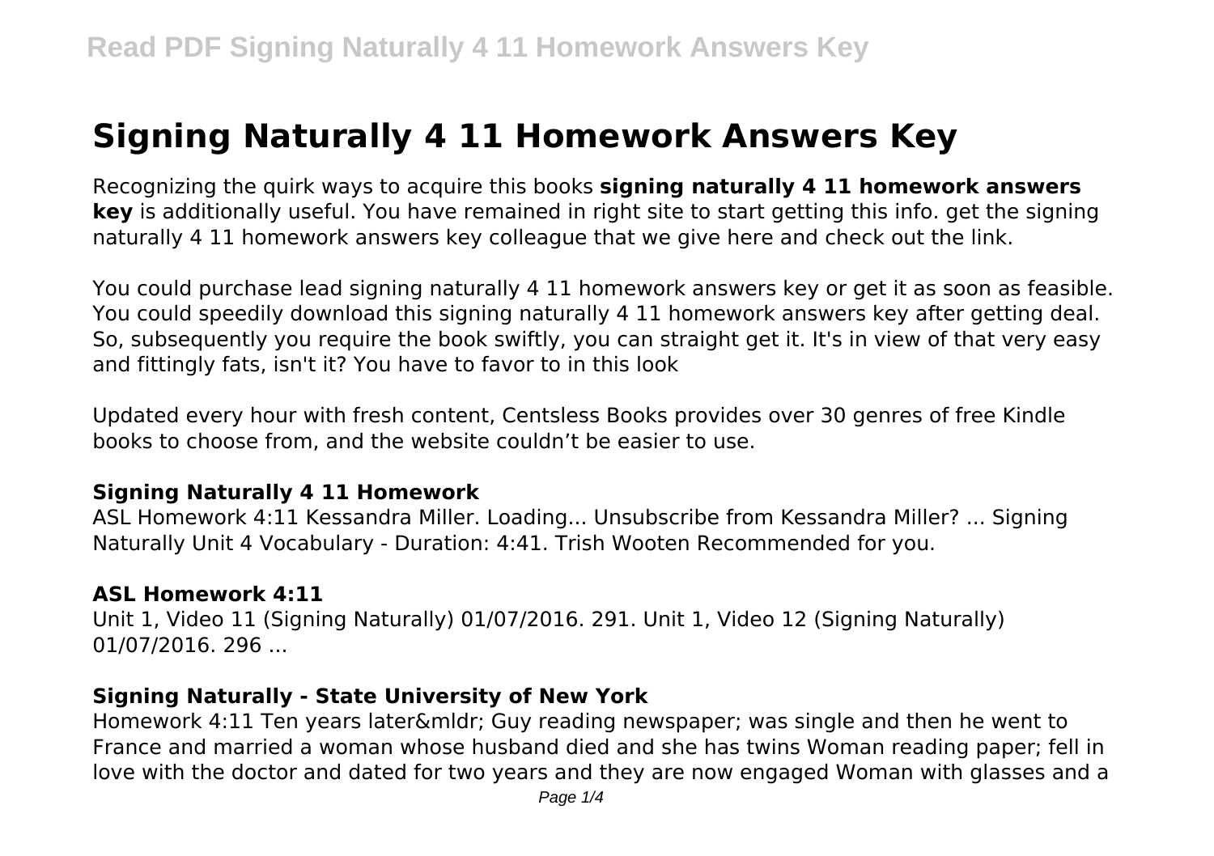# Signing Naturally 4 11 Homework Answers Key

Recognizing the quirk ways to acquire this books **signing naturally 4 11 homework answers key** is additionally useful. You have remained in right site to start getting this info. get the signing naturally 4 11 homework answers key colleague that we give here and check out the link.

You could purchase lead signing naturally 4 11 homework answers key or get it as soon as feasible. You could speedily download this signing naturally 4 11 homework answers key after getting deal. So, subsequently you require the book swiftly, you can straight get it. It's in view of that very easy and fittingly fats, isn't it? You have to favor to in this look

Updated every hour with fresh content, Centsless Books provides over 30 genres of free Kindle books to choose from, and the website couldn't be easier to use.

### Signing Naturally 4 11 Homework

ASL Homework 4:11 Kessandra Miller. Loading... Unsubscribe from Kessandra Miller? ... Signing Naturally Unit 4 Vocabulary - Duration: 4:41. Trish Wooten Recommended for you.

### ASL Homework 4:11

Unit 1, Video 11 (Signing Naturally) 01/07/2016. 291. Unit 1, Video 12 (Signing Naturally) 01/07/2016. 296 ...

### Signing Naturally - State University of New York

Homework 4:11 Ten years later&mldr; Guy reading newspaper; was single and then he went to France and married a woman whose husband died and she has twins Woman reading paper; fell in love with the doctor and dated for two years and they are now engaged Woman with glasses and a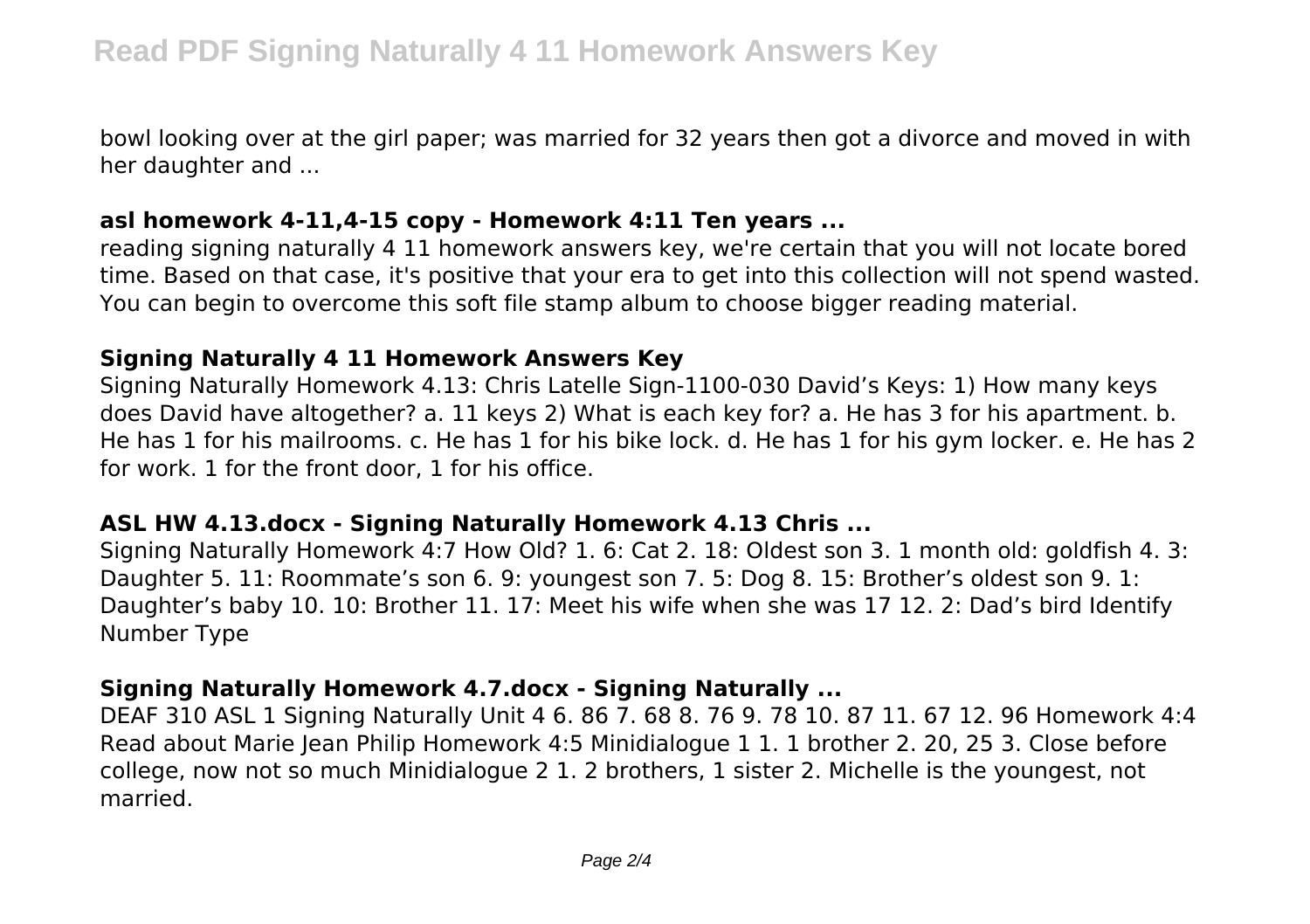bowl looking over at the girl paper; was married for 32 years then got a divorce and moved in with her daughter and ...

### asl homework 4-11,4-15 copy - Homework 4:11 Ten years ...

reading signing naturally 4 11 homework answers key, we're certain that you will not locate bored time. Based on that case, it's positive that your era to get into this collection will not spend wasted. You can begin to overcome this soft file stamp album to choose bigger reading material.

### Signing Naturally 4 11 Homework Answers Key

Signing Naturally Homework 4.13: Chris Latelle Sign-1100-030 David's Keys: 1) How many keys does David have altogether? a. 11 keys 2) What is each key for? a. He has 3 for his apartment. b. He has 1 for his mailrooms. c. He has 1 for his bike lock. d. He has 1 for his gym locker. e. He has 2 for work. 1 for the front door, 1 for his office.

### ASL HW 4.13.docx - Signing Naturally Homework 4.13 Chris ...

Signing Naturally Homework 4:7 How Old? 1. 6: Cat 2. 18: Oldest son 3. 1 month old: goldfish 4. 3: Daughter 5. 11: Roommate's son 6. 9: youngest son 7. 5: Dog 8. 15: Brother's oldest son 9. 1: Daughter's baby 10. 10: Brother 11. 17: Meet his wife when she was 17 12. 2: Dad's bird Identify Number Type

### Signing Naturally Homework 4.7.docx - Signing Naturally ...

DEAF 310 ASL 1 Signing Naturally Unit 4 6. 86 7. 68 8. 76 9. 78 10. 87 11. 67 12. 96 Homework 4:4 Read about Marie Jean Philip Homework 4:5 Minidialogue 1 1. 1 brother 2. 20, 25 3. Close before college, now not so much Minidialogue 2 1. 2 brothers, 1 sister 2. Michelle is the youngest, not married.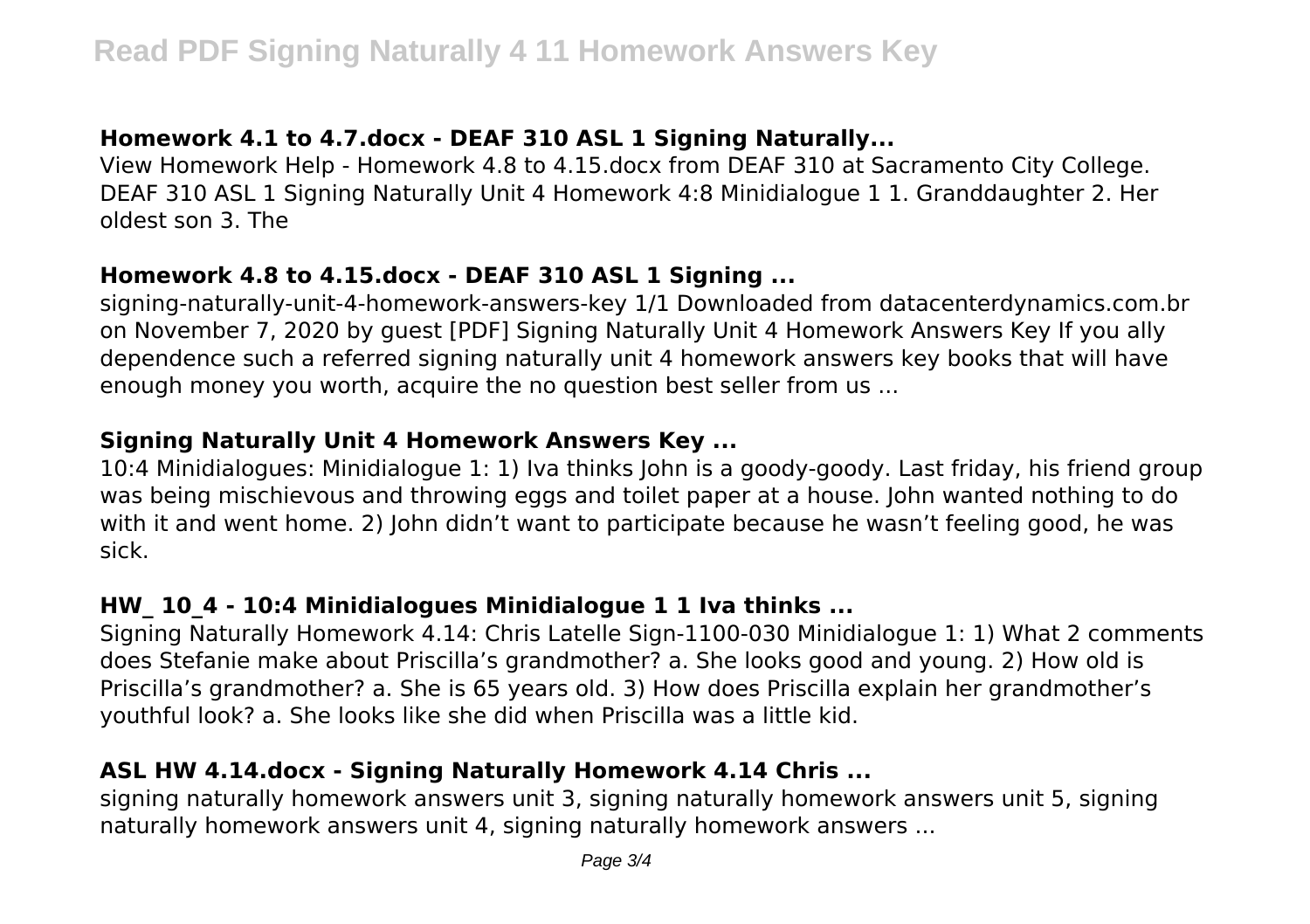### Homework 4.1 to 4.7.docx - DEAF 310 ASL 1 Signing Naturally...

View Homework Help - Homework 4.8 to 4.15.docx from DEAF 310 at Sacramento City College. DEAF 310 ASL 1 Signing Naturally Unit 4 Homework 4:8 Minidialogue 1 1. Granddaughter 2. Her oldest son 3. The

### Homework 4.8 to 4.15.docx - DEAF 310 ASL 1 Signing ...

signing-naturally-unit-4-homework-answers-key 1/1 Downloaded from datacenterdynamics.com.br on November 7, 2020 by guest [PDF] Signing Naturally Unit 4 Homework Answers Key If you ally dependence such a referred signing naturally unit 4 homework answers key books that will have enough money you worth, acquire the no question best seller from us ...

### Signing Naturally Unit 4 Homework Answers Key ...

10:4 Minidialogues: Minidialogue 1: 1) Iva thinks John is a goody-goody. Last friday, his friend group was being mischievous and throwing eggs and toilet paper at a house. John wanted nothing to do with it and went home. 2) John didn't want to participate because he wasn't feeling good, he was sick.

### HW_ 10_4 - 10:4 Minidialogues Minidialogue 1 1 Iva thinks ...

Signing Naturally Homework 4.14: Chris Latelle Sign-1100-030 Minidialogue 1: 1) What 2 comments does Stefanie make about Priscilla's grandmother? a. She looks good and young. 2) How old is Priscilla's grandmother? a. She is 65 years old. 3) How does Priscilla explain her grandmother's youthful look? a. She looks like she did when Priscilla was a little kid.

### ASL HW 4.14.docx - Signing Naturally Homework 4.14 Chris ...

signing naturally homework answers unit 3, signing naturally homework answers unit 5, signing naturally homework answers unit 4, signing naturally homework answers ...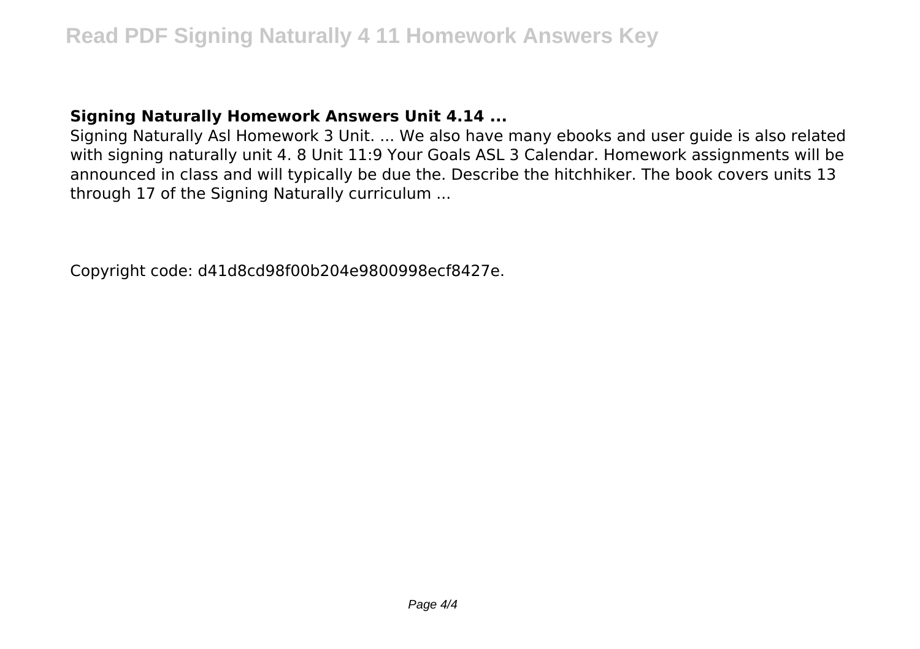**Signing Naturally Homework Answers Unit 4.14 ...**

Signing Naturally Asl Homework 3 Unit. ... We also have many ebooks and user guide is also related with signing naturally unit 4. 8 Unit 11:9 Your Goals ASL 3 Calendar. Homework assignments will be announced in class and will typically be due the. Describe the hitchhiker. The book covers units 13 through 17 of the Signing Naturally curriculum ...

Copyright code: d41d8cd98f00b204e9800998ecf8427e.